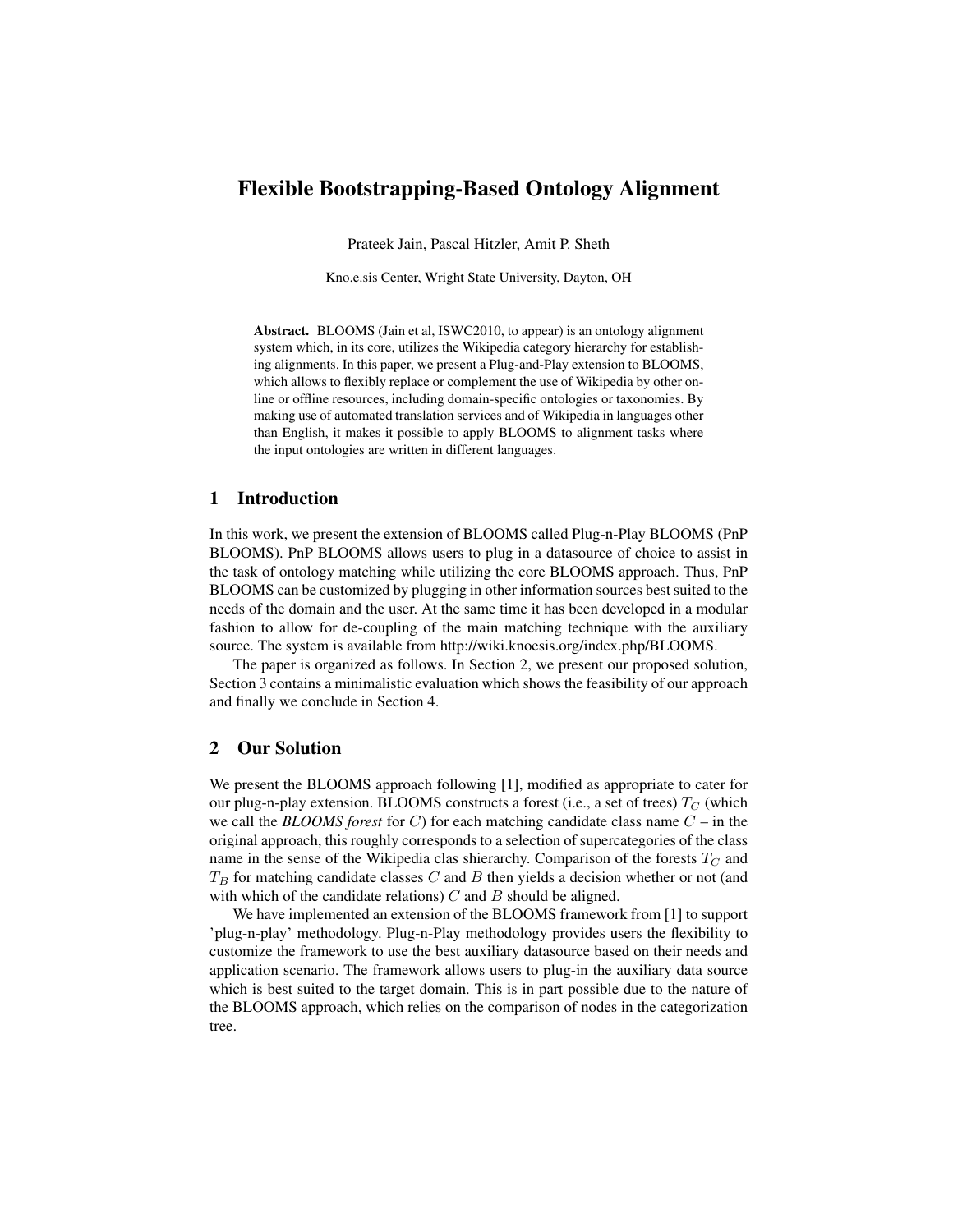# Flexible Bootstrapping-Based Ontology Alignment

Prateek Jain, Pascal Hitzler, Amit P. Sheth

Kno.e.sis Center, Wright State University, Dayton, OH

**Abstract.** BLOOMS (Jain et al, ISWC2010, to appear) is an ontology alignment system which, in its core, utilizes the Wikipedia category hierarchy for establishing alignments. In this paper, we present a Plug-and-Play extension to BLOOMS, which allows to flexibly replace or complement the use of Wikipedia by other online or offline resources, including domain-specific ontologies or taxonomies. By making use of automated translation services and of Wikipedia in languages other than English, it makes it possible to apply BLOOMS to alignment tasks where the input ontologies are written in different languages.

## 1 Introduction

In this work, we present the extension of BLOOMS called Plug-n-Play BLOOMS (PnP BLOOMS). PnP BLOOMS allows users to plug in a datasource of choice to assist in the task of ontology matching while utilizing the core BLOOMS approach. Thus, PnP BLOOMS can be customized by plugging in other information sources best suited to the needs of the domain and the user. At the same time it has been developed in a modular fashion to allow for de-coupling of the main matching technique with the auxiliary source. The system is available from http://wiki.knoesis.org/index.php/BLOOMS.

The paper is organized as follows. In Section 2, we present our proposed solution, Section 3 contains a minimalistic evaluation which shows the feasibility of our approach and finally we conclude in Section 4.

## 2 Our Solution

We present the BLOOMS approach following [1], modified as appropriate to cater for our plug-n-play extension. BLOOMS constructs a forest (i.e., a set of trees) $T_C$ (which we call the ***BLOOMS forest*** for $C$) for each matching candidate class name $C$ – in the original approach, this roughly corresponds to a selection of supercategories of the class name in the sense of the Wikipedia clas shierarchy. Comparison of the forests $T_C$ and $T_B$ for matching candidate classes $C$ and $B$ then yields a decision whether or not (and with which of the candidate relations) $C$ and $B$ should be aligned.

We have implemented an extension of the BLOOMS framework from [1] to support 'plug-n-play' methodology. Plug-n-Play methodology provides users the flexibility to customize the framework to use the best auxiliary datasource based on their needs and application scenario. The framework allows users to plug-in the auxiliary data source which is best suited to the target domain. This is in part possible due to the nature of the BLOOMS approach, which relies on the comparison of nodes in the categorization tree.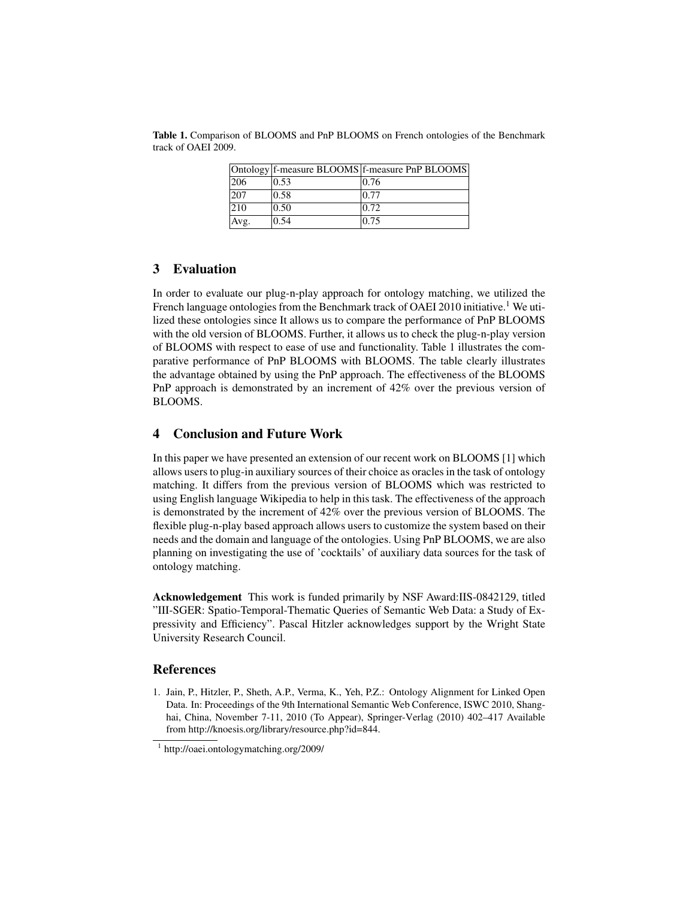**Table 1.** Comparison of BLOOMS and PnP BLOOMS on French ontologies of the Benchmark track of OAEI 2009.

| Ontology | f-measure BLOOMS | f-measure PnP BLOOMS |
|---|---|---|
| 206 | 0.53 | 0.76 |
| 207 | 0.58 | 0.77 |
| 210 | 0.50 | 0.72 |
| Avg. | 0.54 | 0.75 |

## 3 Evaluation

In order to evaluate our plug-n-play approach for ontology matching, we utilized the French language ontologies from the Benchmark track of OAEI 2010 initiative.[1] We utilized these ontologies since It allows us to compare the performance of PnP BLOOMS with the old version of BLOOMS. Further, it allows us to check the plug-n-play version of BLOOMS with respect to ease of use and functionality. Table 1 illustrates the comparative performance of PnP BLOOMS with BLOOMS. The table clearly illustrates the advantage obtained by using the PnP approach. The effectiveness of the BLOOMS PnP approach is demonstrated by an increment of 42% over the previous version of BLOOMS.

## 4 Conclusion and Future Work

In this paper we have presented an extension of our recent work on BLOOMS [1] which allows users to plug-in auxiliary sources of their choice as oracles in the task of ontology matching. It differs from the previous version of BLOOMS which was restricted to using English language Wikipedia to help in this task. The effectiveness of the approach is demonstrated by the increment of 42% over the previous version of BLOOMS. The flexible plug-n-play based approach allows users to customize the system based on their needs and the domain and language of the ontologies. Using PnP BLOOMS, we are also planning on investigating the use of 'cocktails' of auxiliary data sources for the task of ontology matching.

**Acknowledgement** This work is funded primarily by NSF Award:IIS-0842129, titled "III-SGER: Spatio-Temporal-Thematic Queries of Semantic Web Data: a Study of Expressivity and Efficiency". Pascal Hitzler acknowledges support by the Wright State University Research Council.

## References

1. Jain, P., Hitzler, P., Sheth, A.P., Verma, K., Yeh, P.Z.: Ontology Alignment for Linked Open Data. In: Proceedings of the 9th International Semantic Web Conference, ISWC 2010, Shanghai, China, November 7-11, 2010 (To Appear), Springer-Verlag (2010) 402–417 Available from http://knoesis.org/library/resource.php?id=844.

[1] http://oaei.ontologymatching.org/2009/